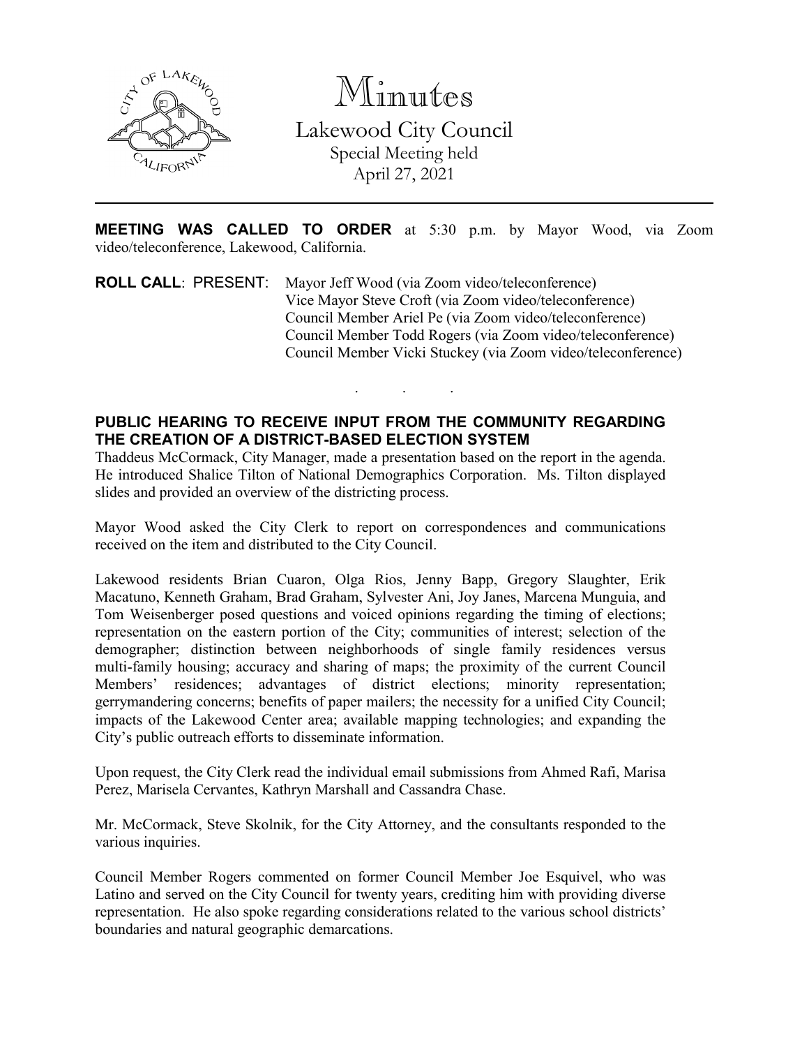# Minutes

Lakewood City Council
Special Meeting held
April 27, 2021

---

**MEETING WAS CALLED TO ORDER** at 5:30 p.m. by Mayor Wood, via Zoom video/teleconference, Lakewood, California.

**ROLL CALL**: PRESENT: Mayor Jeff Wood (via Zoom video/teleconference)
Vice Mayor Steve Croft (via Zoom video/teleconference)
Council Member Ariel Pe (via Zoom video/teleconference)
Council Member Todd Rogers (via Zoom video/teleconference)
Council Member Vicki Stuckey (via Zoom video/teleconference)

. . .

**PUBLIC HEARING TO RECEIVE INPUT FROM THE COMMUNITY REGARDING THE CREATION OF A DISTRICT-BASED ELECTION SYSTEM**

Thaddeus McCormack, City Manager, made a presentation based on the report in the agenda. He introduced Shalice Tilton of National Demographics Corporation. Ms. Tilton displayed slides and provided an overview of the districting process.

Mayor Wood asked the City Clerk to report on correspondences and communications received on the item and distributed to the City Council.

Lakewood residents Brian Cuaron, Olga Rios, Jenny Bapp, Gregory Slaughter, Erik Macatuno, Kenneth Graham, Brad Graham, Sylvester Ani, Joy Janes, Marcena Munguia, and Tom Weisenberger posed questions and voiced opinions regarding the timing of elections; representation on the eastern portion of the City; communities of interest; selection of the demographer; distinction between neighborhoods of single family residences versus multi-family housing; accuracy and sharing of maps; the proximity of the current Council Members' residences; advantages of district elections; minority representation; gerrymandering concerns; benefits of paper mailers; the necessity for a unified City Council; impacts of the Lakewood Center area; available mapping technologies; and expanding the City's public outreach efforts to disseminate information.

Upon request, the City Clerk read the individual email submissions from Ahmed Rafi, Marisa Perez, Marisela Cervantes, Kathryn Marshall and Cassandra Chase.

Mr. McCormack, Steve Skolnik, for the City Attorney, and the consultants responded to the various inquiries.

Council Member Rogers commented on former Council Member Joe Esquivel, who was Latino and served on the City Council for twenty years, crediting him with providing diverse representation. He also spoke regarding considerations related to the various school districts' boundaries and natural geographic demarcations.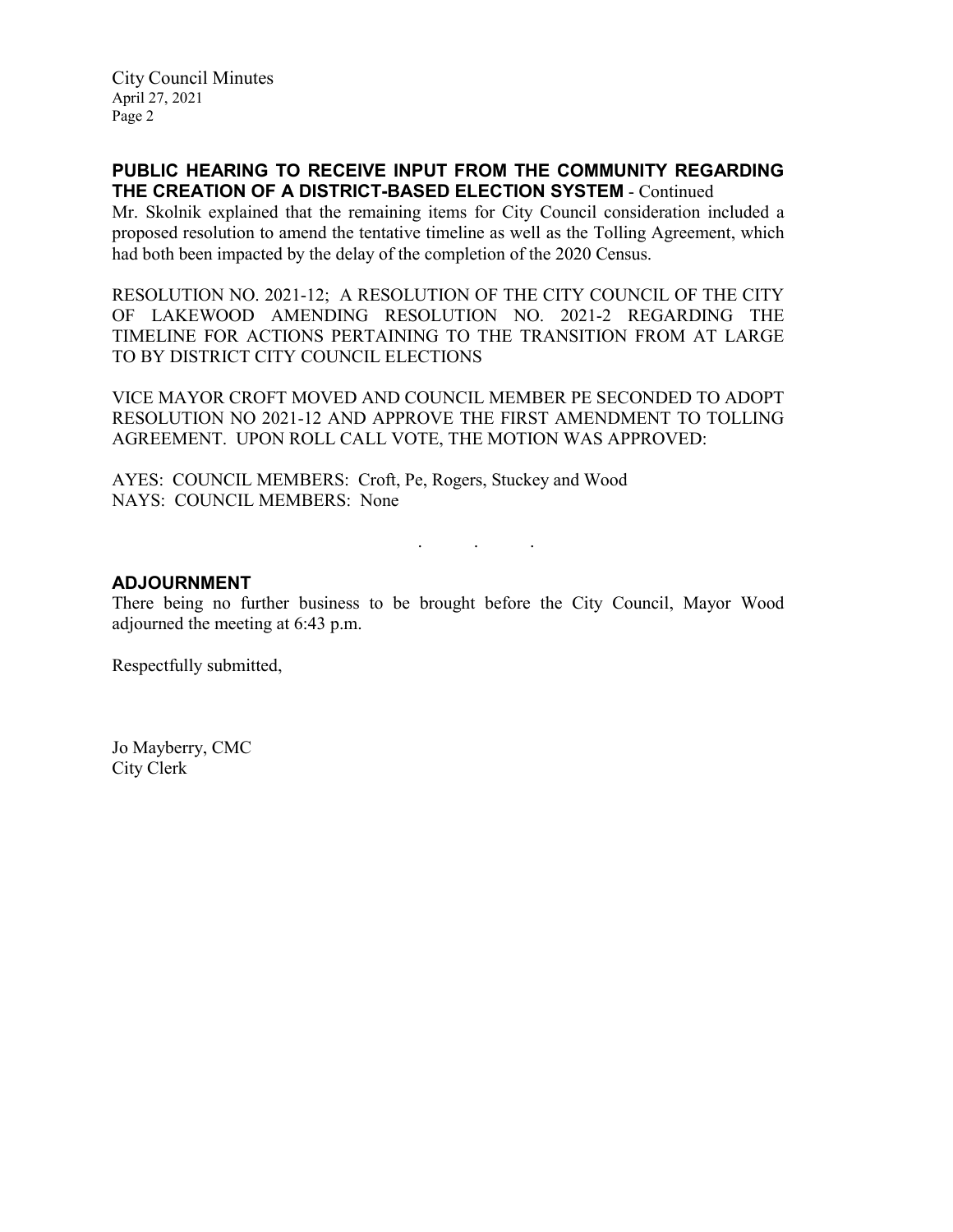## PUBLIC HEARING TO RECEIVE INPUT FROM THE COMMUNITY REGARDING THE CREATION OF A DISTRICT-BASED ELECTION SYSTEM - Continued

Mr. Skolnik explained that the remaining items for City Council consideration included a proposed resolution to amend the tentative timeline as well as the Tolling Agreement, which had both been impacted by the delay of the completion of the 2020 Census.

RESOLUTION NO. 2021-12; A RESOLUTION OF THE CITY COUNCIL OF THE CITY OF LAKEWOOD AMENDING RESOLUTION NO. 2021-2 REGARDING THE TIMELINE FOR ACTIONS PERTAINING TO THE TRANSITION FROM AT LARGE TO BY DISTRICT CITY COUNCIL ELECTIONS

VICE MAYOR CROFT MOVED AND COUNCIL MEMBER PE SECONDED TO ADOPT RESOLUTION NO 2021-12 AND APPROVE THE FIRST AMENDMENT TO TOLLING AGREEMENT. UPON ROLL CALL VOTE, THE MOTION WAS APPROVED:

AYES: COUNCIL MEMBERS: Croft, Pe, Rogers, Stuckey and Wood
NAYS: COUNCIL MEMBERS: None

. . .

## ADJOURNMENT

There being no further business to be brought before the City Council, Mayor Wood adjourned the meeting at 6:43 p.m.

Respectfully submitted,

Jo Mayberry, CMC
City Clerk